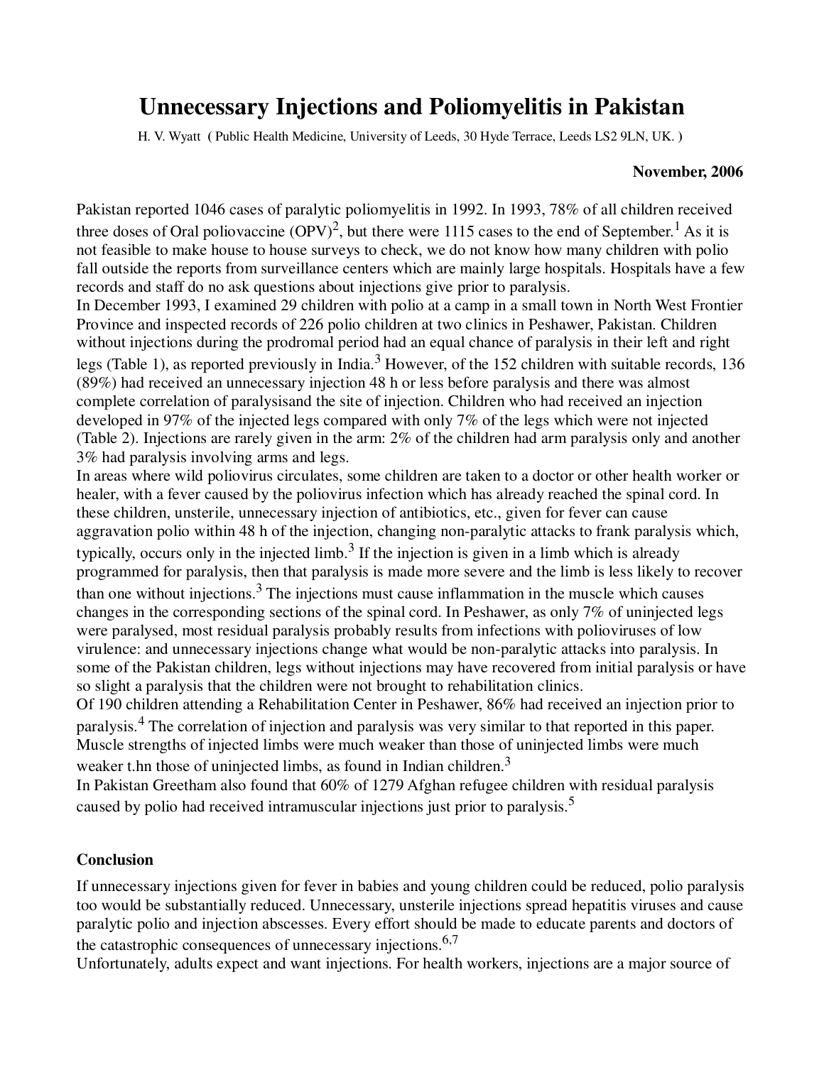# Unnecessary Injections and Poliomyelitis in Pakistan

H. V. Wyatt ( Public Health Medicine, University of Leeds, 30 Hyde Terrace, Leeds LS2 9LN, UK. )

**November, 2006**

Pakistan reported 1046 cases of paralytic poliomyelitis in 1992. In 1993, 78% of all children received three doses of Oral poliovaccine (OPV)[2], but there were 1115 cases to the end of September.[1] As it is not feasible to make house to house surveys to check, we do not know how many children with polio fall outside the reports from surveillance centers which are mainly large hospitals. Hospitals have a few records and staff do no ask questions about injections give prior to paralysis.

In December 1993, I examined 29 children with polio at a camp in a small town in North West Frontier Province and inspected records of 226 polio children at two clinics in Peshawer, Pakistan. Children without injections during the prodromal period had an equal chance of paralysis in their left and right legs (Table 1), as reported previously in India.[3] However, of the 152 children with suitable records, 136 (89%) had received an unnecessary injection 48 h or less before paralysis and there was almost complete correlation of paralysisand the site of injection. Children who had received an injection developed in 97% of the injected legs compared with only 7% of the legs which were not injected (Table 2). Injections are rarely given in the arm: 2% of the children had arm paralysis only and another 3% had paralysis involving arms and legs.

In areas where wild poliovirus circulates, some children are taken to a doctor or other health worker or healer, with a fever caused by the poliovirus infection which has already reached the spinal cord. In these children, unsterile, unnecessary injection of antibiotics, etc., given for fever can cause aggravation polio within 48 h of the injection, changing non-paralytic attacks to frank paralysis which, typically, occurs only in the injected limb.[3] If the injection is given in a limb which is already programmed for paralysis, then that paralysis is made more severe and the limb is less likely to recover than one without injections.[3] The injections must cause inflammation in the muscle which causes changes in the corresponding sections of the spinal cord. In Peshawer, as only 7% of uninjected legs were paralysed, most residual paralysis probably results from infections with polioviruses of low virulence: and unnecessary injections change what would be non-paralytic attacks into paralysis. In some of the Pakistan children, legs without injections may have recovered from initial paralysis or have so slight a paralysis that the children were not brought to rehabilitation clinics.

Of 190 children attending a Rehabilitation Center in Peshawer, 86% had received an injection prior to paralysis.[4] The correlation of injection and paralysis was very similar to that reported in this paper. Muscle strengths of injected limbs were much weaker than those of uninjected limbs were much weaker t.hn those of uninjected limbs, as found in Indian children.[3]

In Pakistan Greetham also found that 60% of 1279 Afghan refugee children with residual paralysis caused by polio had received intramuscular injections just prior to paralysis.[5]

## Conclusion

If unnecessary injections given for fever in babies and young children could be reduced, polio paralysis too would be substantially reduced. Unnecessary, unsterile injections spread hepatitis viruses and cause paralytic polio and injection abscesses. Every effort should be made to educate parents and doctors of the catastrophic consequences of unnecessary injections.[6,7]

Unfortunately, adults expect and want injections. For health workers, injections are a major source of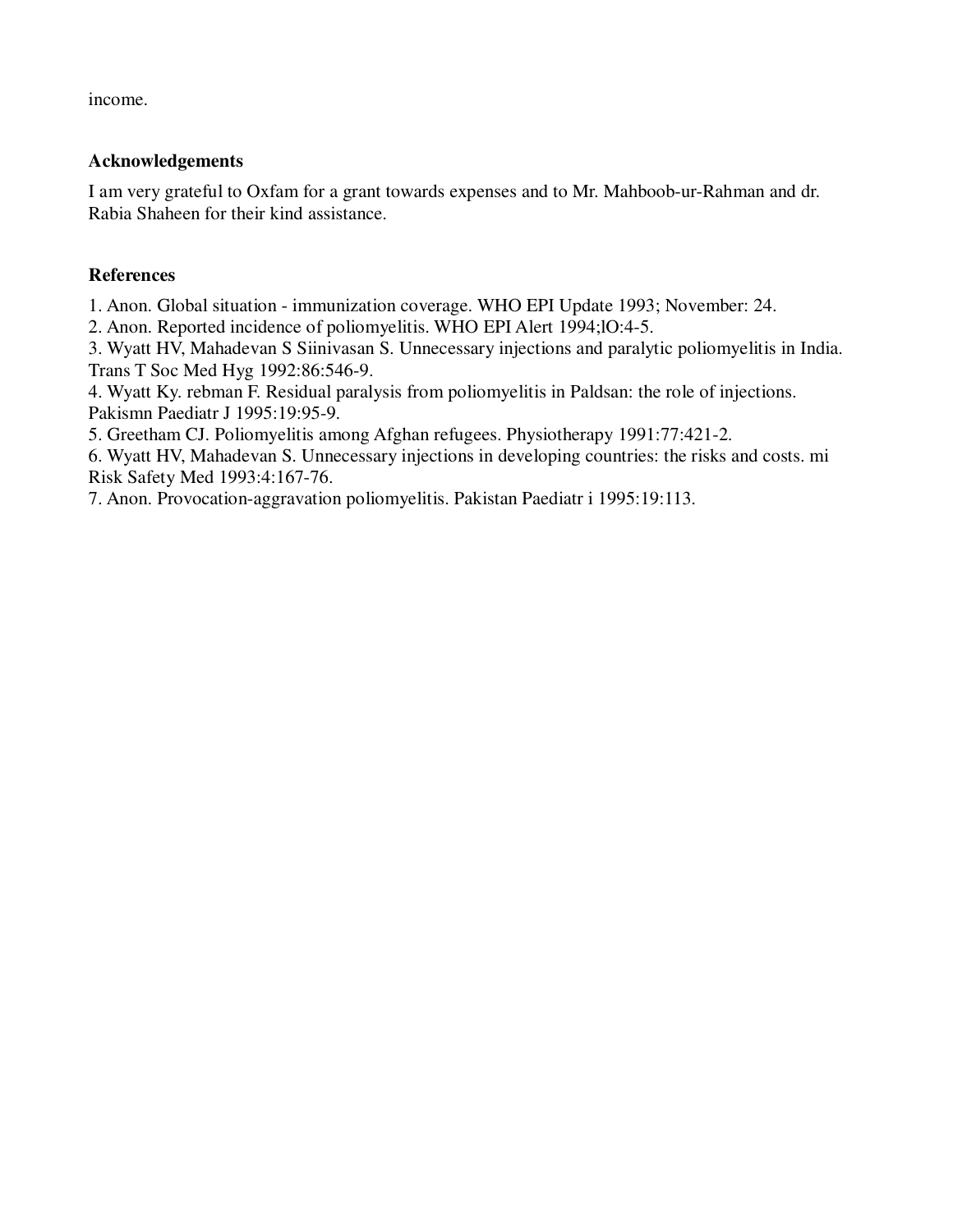income.

## Acknowledgements

I am very grateful to Oxfam for a grant towards expenses and to Mr. Mahboob-ur-Rahman and dr. Rabia Shaheen for their kind assistance.

## References

1. Anon. Global situation - immunization coverage. WHO EPI Update 1993; November: 24.
2. Anon. Reported incidence of poliomyelitis. WHO EPI Alert 1994;lO:4-5.
3. Wyatt HV, Mahadevan S Siinivasan S. Unnecessary injections and paralytic poliomyelitis in India. Trans T Soc Med Hyg 1992:86:546-9.
4. Wyatt Ky. rebman F. Residual paralysis from poliomyelitis in Paldsan: the role of injections. Pakismn Paediatr J 1995:19:95-9.
5. Greetham CJ. Poliomyelitis among Afghan refugees. Physiotherapy 1991:77:421-2.
6. Wyatt HV, Mahadevan S. Unnecessary injections in developing countries: the risks and costs. mi Risk Safety Med 1993:4:167-76.
7. Anon. Provocation-aggravation poliomyelitis. Pakistan Paediatr i 1995:19:113.